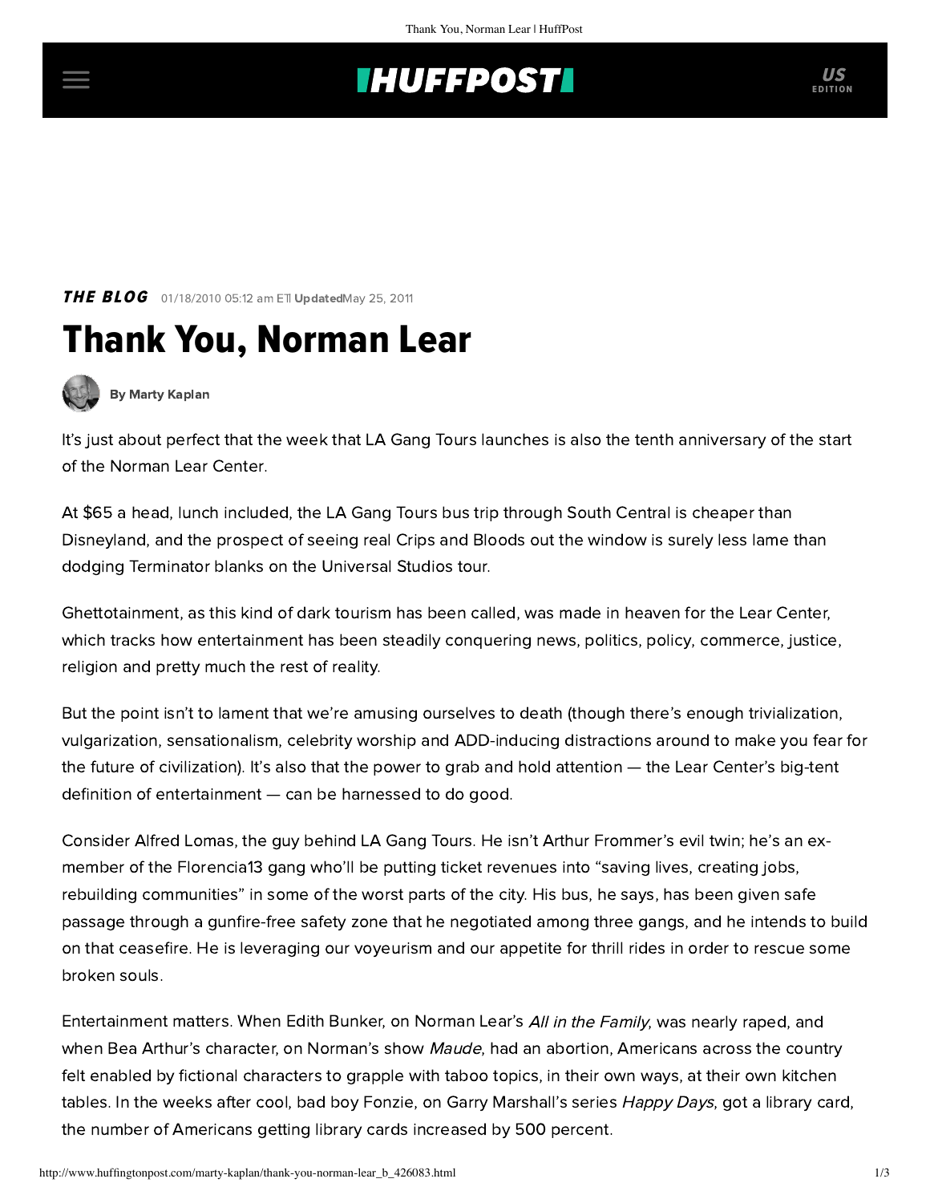**THE BLOG** 01/18/2010 05:12 am ET | Updated May 25, 2011

# Thank You, Norman Lear

By Marty Kaplan

It's just about perfect that the week that LA Gang Tours launches is also the tenth anniversary of the start of the Norman Lear Center.

At $65 a head, lunch included, the LA Gang Tours bus trip through South Central is cheaper than Disneyland, and the prospect of seeing real Crips and Bloods out the window is surely less lame than dodging Terminator blanks on the Universal Studios tour.

Ghettotainment, as this kind of dark tourism has been called, was made in heaven for the Lear Center, which tracks how entertainment has been steadily conquering news, politics, policy, commerce, justice, religion and pretty much the rest of reality.

But the point isn't to lament that we're amusing ourselves to death (though there's enough trivialization, vulgarization, sensationalism, celebrity worship and ADD-inducing distractions around to make you fear for the future of civilization). It's also that the power to grab and hold attention — the Lear Center's big-tent definition of entertainment — can be harnessed to do good.

Consider Alfred Lomas, the guy behind LA Gang Tours. He isn't Arthur Frommer's evil twin; he's an ex-member of the Florencia13 gang who'll be putting ticket revenues into "saving lives, creating jobs, rebuilding communities" in some of the worst parts of the city. His bus, he says, has been given safe passage through a gunfire-free safety zone that he negotiated among three gangs, and he intends to build on that ceasefire. He is leveraging our voyeurism and our appetite for thrill rides in order to rescue some broken souls.

Entertainment matters. When Edith Bunker, on Norman Lear's *All in the Family*, was nearly raped, and when Bea Arthur's character, on Norman's show *Maude*, had an abortion, Americans across the country felt enabled by fictional characters to grapple with taboo topics, in their own ways, at their own kitchen tables. In the weeks after cool, bad boy Fonzie, on Garry Marshall's series *Happy Days*, got a library card, the number of Americans getting library cards increased by 500 percent.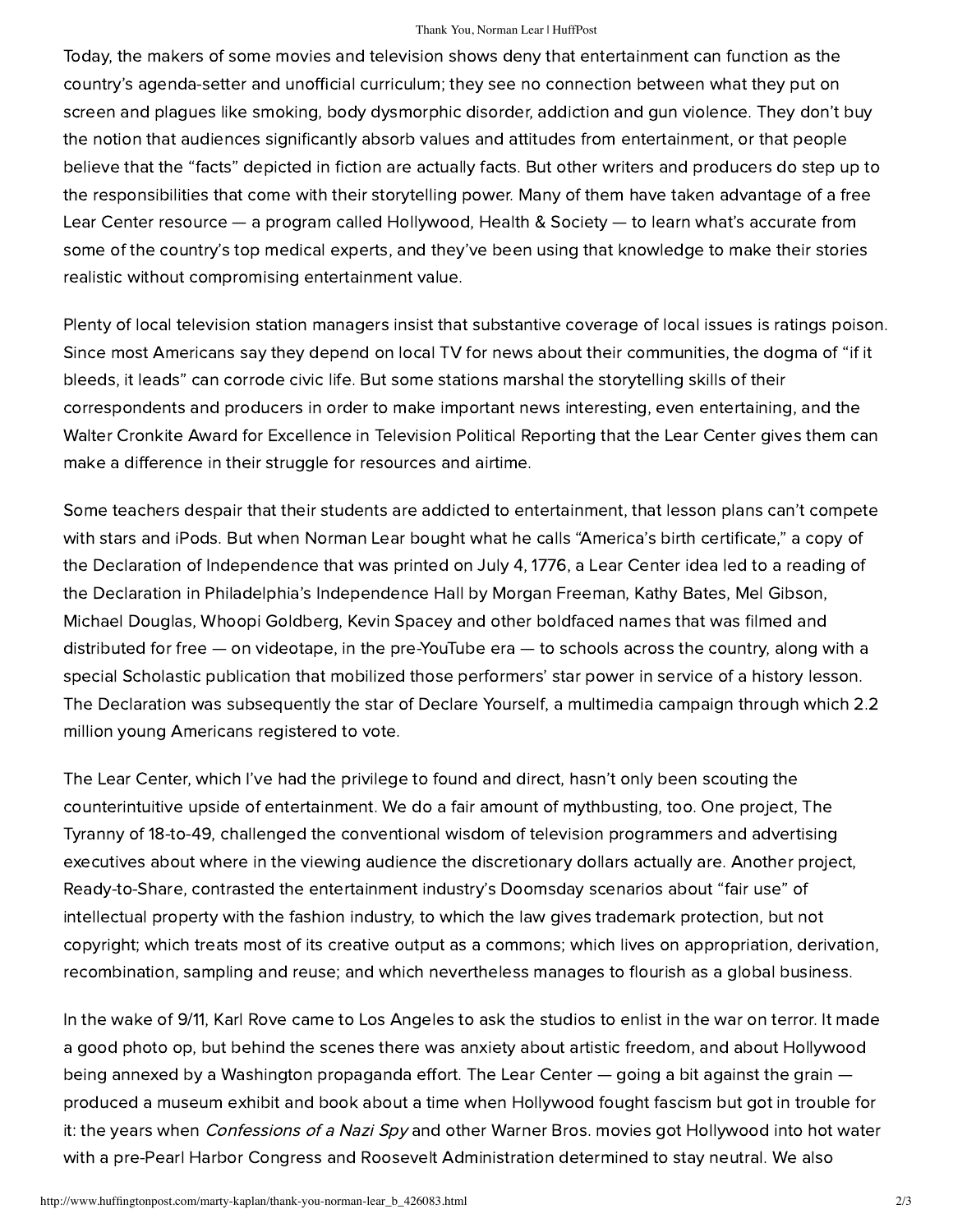Today, the makers of some movies and television shows deny that entertainment can function as the country's agenda-setter and unofficial curriculum; they see no connection between what they put on screen and plagues like smoking, body dysmorphic disorder, addiction and gun violence. They don't buy the notion that audiences significantly absorb values and attitudes from entertainment, or that people believe that the "facts" depicted in fiction are actually facts. But other writers and producers do step up to the responsibilities that come with their storytelling power. Many of them have taken advantage of a free Lear Center resource — a program called Hollywood, Health & Society — to learn what's accurate from some of the country's top medical experts, and they've been using that knowledge to make their stories realistic without compromising entertainment value.

Plenty of local television station managers insist that substantive coverage of local issues is ratings poison. Since most Americans say they depend on local TV for news about their communities, the dogma of "if it bleeds, it leads" can corrode civic life. But some stations marshal the storytelling skills of their correspondents and producers in order to make important news interesting, even entertaining, and the Walter Cronkite Award for Excellence in Television Political Reporting that the Lear Center gives them can make a difference in their struggle for resources and airtime.

Some teachers despair that their students are addicted to entertainment, that lesson plans can't compete with stars and iPods. But when Norman Lear bought what he calls "America's birth certificate," a copy of the Declaration of Independence that was printed on July 4, 1776, a Lear Center idea led to a reading of the Declaration in Philadelphia's Independence Hall by Morgan Freeman, Kathy Bates, Mel Gibson, Michael Douglas, Whoopi Goldberg, Kevin Spacey and other boldfaced names that was filmed and distributed for free — on videotape, in the pre-YouTube era — to schools across the country, along with a special Scholastic publication that mobilized those performers' star power in service of a history lesson. The Declaration was subsequently the star of Declare Yourself, a multimedia campaign through which 2.2 million young Americans registered to vote.

The Lear Center, which I've had the privilege to found and direct, hasn't only been scouting the counterintuitive upside of entertainment. We do a fair amount of mythbusting, too. One project, The Tyranny of 18-to-49, challenged the conventional wisdom of television programmers and advertising executives about where in the viewing audience the discretionary dollars actually are. Another project, Ready-to-Share, contrasted the entertainment industry's Doomsday scenarios about "fair use" of intellectual property with the fashion industry, to which the law gives trademark protection, but not copyright; which treats most of its creative output as a commons; which lives on appropriation, derivation, recombination, sampling and reuse; and which nevertheless manages to flourish as a global business.

In the wake of 9/11, Karl Rove came to Los Angeles to ask the studios to enlist in the war on terror. It made a good photo op, but behind the scenes there was anxiety about artistic freedom, and about Hollywood being annexed by a Washington propaganda effort. The Lear Center — going a bit against the grain — produced a museum exhibit and book about a time when Hollywood fought fascism but got in trouble for it: the years when *Confessions of a Nazi Spy* and other Warner Bros. movies got Hollywood into hot water with a pre-Pearl Harbor Congress and Roosevelt Administration determined to stay neutral. We also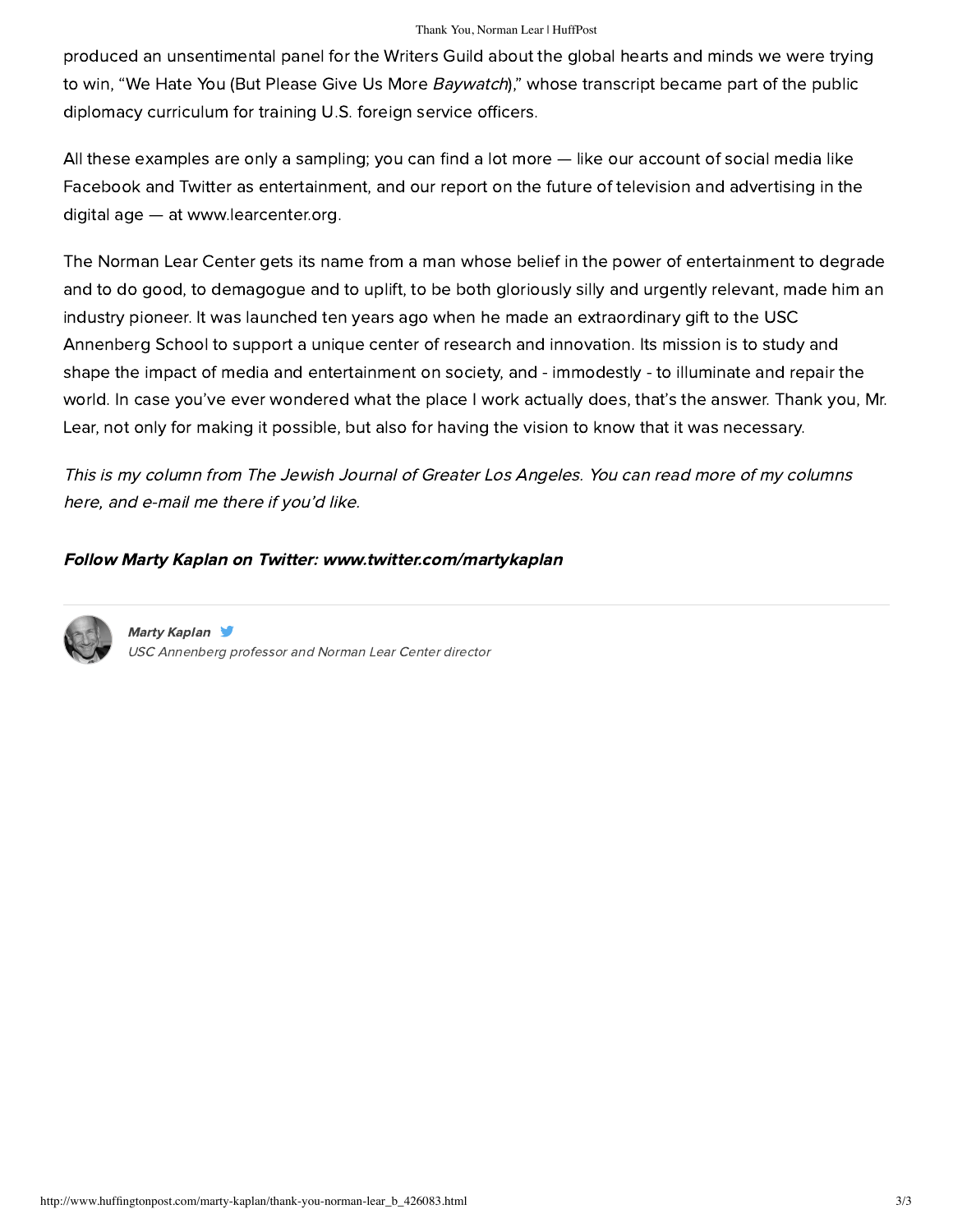produced an unsentimental panel for the Writers Guild about the global hearts and minds we were trying to win, "We Hate You (But Please Give Us More *Baywatch*)," whose transcript became part of the public diplomacy curriculum for training U.S. foreign service officers.

All these examples are only a sampling; you can find a lot more — like our account of social media like Facebook and Twitter as entertainment, and our report on the future of television and advertising in the digital age — at www.learcenter.org.

The Norman Lear Center gets its name from a man whose belief in the power of entertainment to degrade and to do good, to demagogue and to uplift, to be both gloriously silly and urgently relevant, made him an industry pioneer. It was launched ten years ago when he made an extraordinary gift to the USC Annenberg School to support a unique center of research and innovation. Its mission is to study and shape the impact of media and entertainment on society, and - immodestly - to illuminate and repair the world. In case you've ever wondered what the place I work actually does, that's the answer. Thank you, Mr. Lear, not only for making it possible, but also for having the vision to know that it was necessary.

*This is my column from The Jewish Journal of Greater Los Angeles. You can read more of my columns here, and e-mail me there if you'd like.*

***Follow Marty Kaplan on Twitter: www.twitter.com/martykaplan***

---

***Marty Kaplan***

*USC Annenberg professor and Norman Lear Center director*